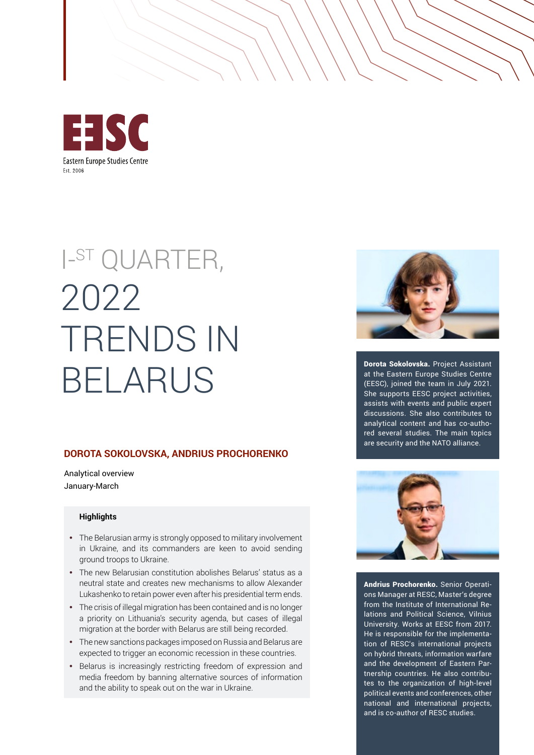EESC

Eastern Europe Studies Centre

Est. 2006

# I-ST QUARTER, 2022 TRENDS IN BELARUS

**DOROTA SOKOLOVSKA, ANDRIUS PROCHORENKO**

Analytical overview

January-March

**Highlights**

- The Belarusian army is strongly opposed to military involvement in Ukraine, and its commanders are keen to avoid sending ground troops to Ukraine.
- The new Belarusian constitution abolishes Belarus' status as a neutral state and creates new mechanisms to allow Alexander Lukashenko to retain power even after his presidential term ends.
- The crisis of illegal migration has been contained and is no longer a priority on Lithuania's security agenda, but cases of illegal migration at the border with Belarus are still being recorded.
- The new sanctions packages imposed on Russia and Belarus are expected to trigger an economic recession in these countries.
- Belarus is increasingly restricting freedom of expression and media freedom by banning alternative sources of information and the ability to speak out on the war in Ukraine.

**Dorota Sokolovska.** Project Assistant at the Eastern Europe Studies Centre (EESC), joined the team in July 2021. She supports EESC project activities, assists with events and public expert discussions. She also contributes to analytical content and has co-authored several studies. The main topics are security and the NATO alliance.

**Andrius Prochorenko.** Senior Operations Manager at RESC, Master's degree from the Institute of International Relations and Political Science, Vilnius University. Works at EESC from 2017. He is responsible for the implementation of RESC's international projects on hybrid threats, information warfare and the development of Eastern Partnership countries. He also contributes to the organization of high-level political events and conferences, other national and international projects, and is co-author of RESC studies.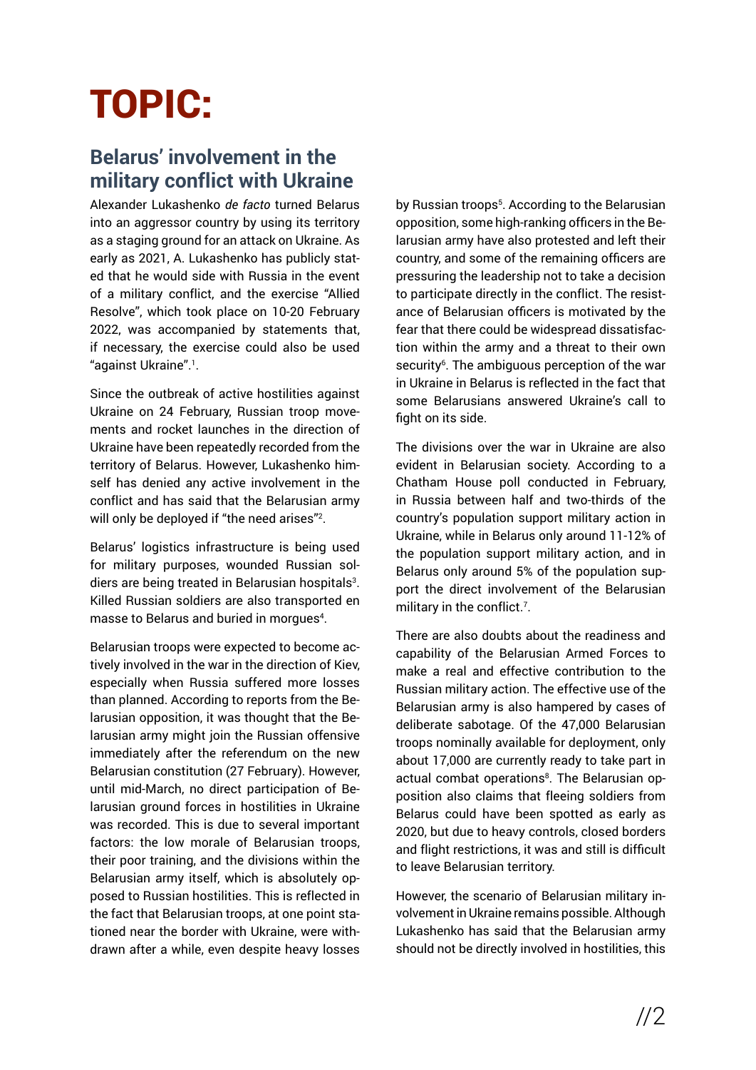# TOPIC:

## Belarus' involvement in the military conflict with Ukraine

Alexander Lukashenko *de facto* turned Belarus into an aggressor country by using its territory as a staging ground for an attack on Ukraine. As early as 2021, A. Lukashenko has publicly stated that he would side with Russia in the event of a military conflict, and the exercise "Allied Resolve", which took place on 10-20 February 2022, was accompanied by statements that, if necessary, the exercise could also be used "against Ukraine".[1].

Since the outbreak of active hostilities against Ukraine on 24 February, Russian troop movements and rocket launches in the direction of Ukraine have been repeatedly recorded from the territory of Belarus. However, Lukashenko himself has denied any active involvement in the conflict and has said that the Belarusian army will only be deployed if "the need arises"[2].

Belarus' logistics infrastructure is being used for military purposes, wounded Russian soldiers are being treated in Belarusian hospitals[3]. Killed Russian soldiers are also transported en masse to Belarus and buried in morgues[4].

Belarusian troops were expected to become actively involved in the war in the direction of Kiev, especially when Russia suffered more losses than planned. According to reports from the Belarusian opposition, it was thought that the Belarusian army might join the Russian offensive immediately after the referendum on the new Belarusian constitution (27 February). However, until mid-March, no direct participation of Belarusian ground forces in hostilities in Ukraine was recorded. This is due to several important factors: the low morale of Belarusian troops, their poor training, and the divisions within the Belarusian army itself, which is absolutely opposed to Russian hostilities. This is reflected in the fact that Belarusian troops, at one point stationed near the border with Ukraine, were withdrawn after a while, even despite heavy losses by Russian troops[5]. According to the Belarusian opposition, some high-ranking officers in the Belarusian army have also protested and left their country, and some of the remaining officers are pressuring the leadership not to take a decision to participate directly in the conflict. The resistance of Belarusian officers is motivated by the fear that there could be widespread dissatisfaction within the army and a threat to their own security[6]. The ambiguous perception of the war in Ukraine in Belarus is reflected in the fact that some Belarusians answered Ukraine's call to fight on its side.

The divisions over the war in Ukraine are also evident in Belarusian society. According to a Chatham House poll conducted in February, in Russia between half and two-thirds of the country's population support military action in Ukraine, while in Belarus only around 11-12% of the population support military action, and in Belarus only around 5% of the population support the direct involvement of the Belarusian military in the conflict.[7].

There are also doubts about the readiness and capability of the Belarusian Armed Forces to make a real and effective contribution to the Russian military action. The effective use of the Belarusian army is also hampered by cases of deliberate sabotage. Of the 47,000 Belarusian troops nominally available for deployment, only about 17,000 are currently ready to take part in actual combat operations[8]. The Belarusian opposition also claims that fleeing soldiers from Belarus could have been spotted as early as 2020, but due to heavy controls, closed borders and flight restrictions, it was and still is difficult to leave Belarusian territory.

However, the scenario of Belarusian military involvement in Ukraine remains possible. Although Lukashenko has said that the Belarusian army should not be directly involved in hostilities, this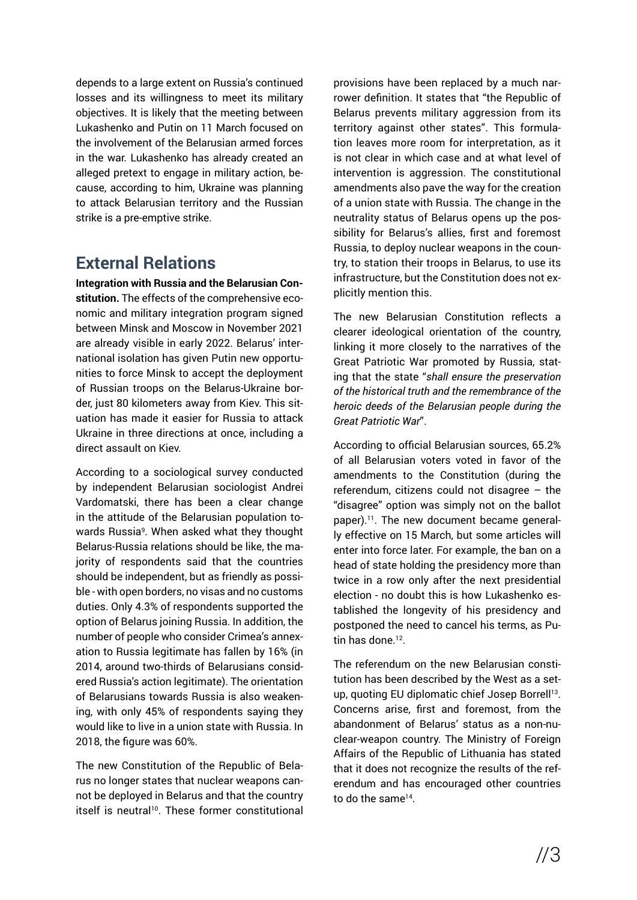depends to a large extent on Russia's continued losses and its willingness to meet its military objectives. It is likely that the meeting between Lukashenko and Putin on 11 March focused on the involvement of the Belarusian armed forces in the war. Lukashenko has already created an alleged pretext to engage in military action, because, according to him, Ukraine was planning to attack Belarusian territory and the Russian strike is a pre-emptive strike.

## External Relations

**Integration with Russia and the Belarusian Constitution.** The effects of the comprehensive economic and military integration program signed between Minsk and Moscow in November 2021 are already visible in early 2022. Belarus' international isolation has given Putin new opportunities to force Minsk to accept the deployment of Russian troops on the Belarus-Ukraine border, just 80 kilometers away from Kiev. This situation has made it easier for Russia to attack Ukraine in three directions at once, including a direct assault on Kiev.

According to a sociological survey conducted by independent Belarusian sociologist Andrei Vardomatski, there has been a clear change in the attitude of the Belarusian population towards Russia[9]. When asked what they thought Belarus-Russia relations should be like, the majority of respondents said that the countries should be independent, but as friendly as possible - with open borders, no visas and no customs duties. Only 4.3% of respondents supported the option of Belarus joining Russia. In addition, the number of people who consider Crimea's annexation to Russia legitimate has fallen by 16% (in 2014, around two-thirds of Belarusians considered Russia's action legitimate). The orientation of Belarusians towards Russia is also weakening, with only 45% of respondents saying they would like to live in a union state with Russia. In 2018, the figure was 60%.

The new Constitution of the Republic of Belarus no longer states that nuclear weapons cannot be deployed in Belarus and that the country itself is neutral[10]. These former constitutional provisions have been replaced by a much narrower definition. It states that "the Republic of Belarus prevents military aggression from its territory against other states". This formulation leaves more room for interpretation, as it is not clear in which case and at what level of intervention is aggression. The constitutional amendments also pave the way for the creation of a union state with Russia. The change in the neutrality status of Belarus opens up the possibility for Belarus's allies, first and foremost Russia, to deploy nuclear weapons in the country, to station their troops in Belarus, to use its infrastructure, but the Constitution does not explicitly mention this.

The new Belarusian Constitution reflects a clearer ideological orientation of the country, linking it more closely to the narratives of the Great Patriotic War promoted by Russia, stating that the state "*shall ensure the preservation of the historical truth and the remembrance of the heroic deeds of the Belarusian people during the Great Patriotic War*".

According to official Belarusian sources, 65.2% of all Belarusian voters voted in favor of the amendments to the Constitution (during the referendum, citizens could not disagree – the "disagree" option was simply not on the ballot paper).[11]. The new document became generally effective on 15 March, but some articles will enter into force later. For example, the ban on a head of state holding the presidency more than twice in a row only after the next presidential election - no doubt this is how Lukashenko established the longevity of his presidency and postponed the need to cancel his terms, as Putin has done.[12].

The referendum on the new Belarusian constitution has been described by the West as a setup, quoting EU diplomatic chief Josep Borrell[13]. Concerns arise, first and foremost, from the abandonment of Belarus' status as a non-nuclear-weapon country. The Ministry of Foreign Affairs of the Republic of Lithuania has stated that it does not recognize the results of the referendum and has encouraged other countries to do the same[14].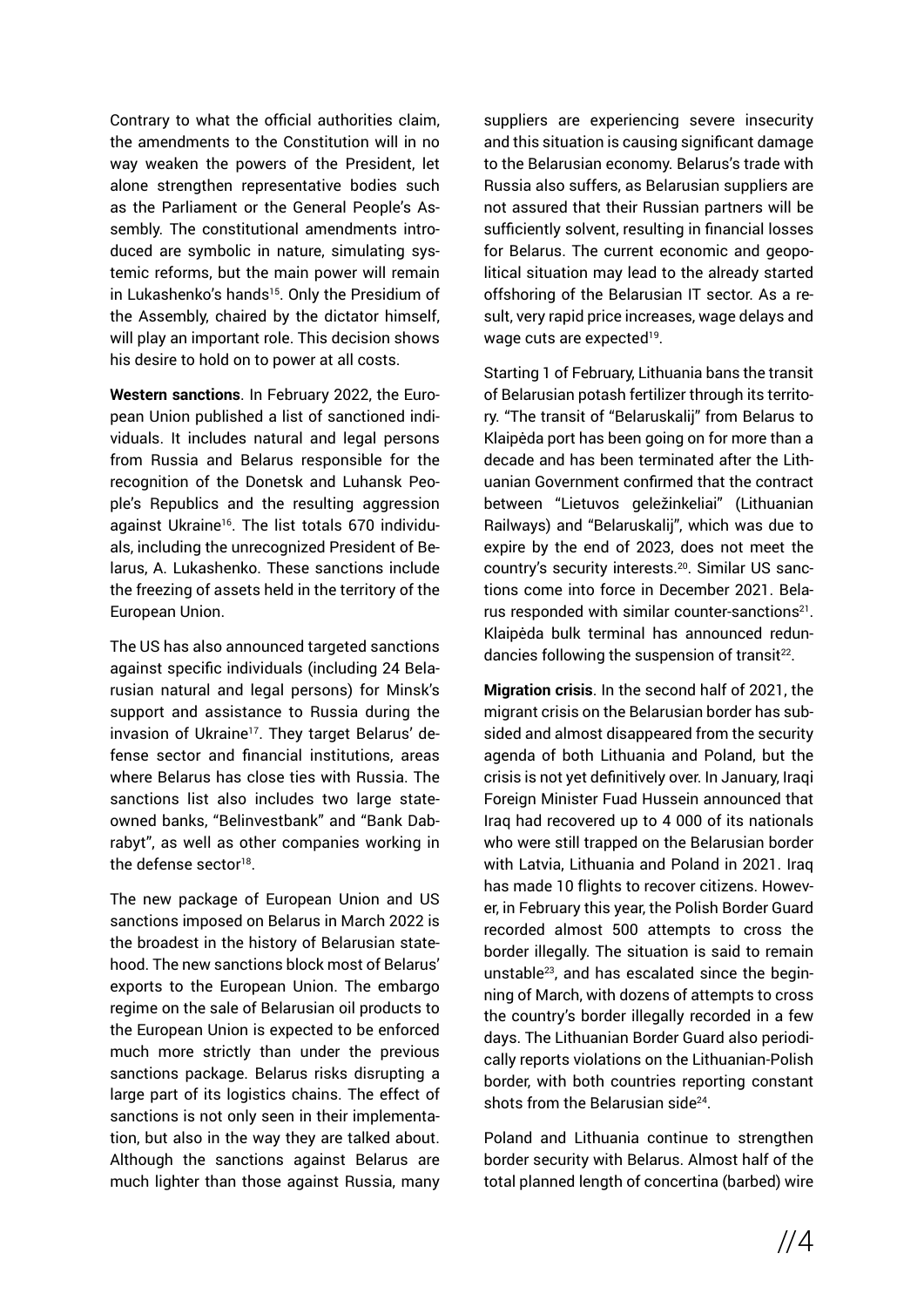Contrary to what the official authorities claim, the amendments to the Constitution will in no way weaken the powers of the President, let alone strengthen representative bodies such as the Parliament or the General People's Assembly. The constitutional amendments introduced are symbolic in nature, simulating systemic reforms, but the main power will remain in Lukashenko's hands[15]. Only the Presidium of the Assembly, chaired by the dictator himself, will play an important role. This decision shows his desire to hold on to power at all costs.

**Western sanctions**. In February 2022, the European Union published a list of sanctioned individuals. It includes natural and legal persons from Russia and Belarus responsible for the recognition of the Donetsk and Luhansk People's Republics and the resulting aggression against Ukraine[16]. The list totals 670 individuals, including the unrecognized President of Belarus, A. Lukashenko. These sanctions include the freezing of assets held in the territory of the European Union.

The US has also announced targeted sanctions against specific individuals (including 24 Belarusian natural and legal persons) for Minsk's support and assistance to Russia during the invasion of Ukraine[17]. They target Belarus' defense sector and financial institutions, areas where Belarus has close ties with Russia. The sanctions list also includes two large state-owned banks, "Belinvestbank" and "Bank Dabrabyt", as well as other companies working in the defense sector[18].

The new package of European Union and US sanctions imposed on Belarus in March 2022 is the broadest in the history of Belarusian statehood. The new sanctions block most of Belarus' exports to the European Union. The embargo regime on the sale of Belarusian oil products to the European Union is expected to be enforced much more strictly than under the previous sanctions package. Belarus risks disrupting a large part of its logistics chains. The effect of sanctions is not only seen in their implementation, but also in the way they are talked about. Although the sanctions against Belarus are much lighter than those against Russia, many suppliers are experiencing severe insecurity and this situation is causing significant damage to the Belarusian economy. Belarus's trade with Russia also suffers, as Belarusian suppliers are not assured that their Russian partners will be sufficiently solvent, resulting in financial losses for Belarus. The current economic and geopolitical situation may lead to the already started offshoring of the Belarusian IT sector. As a result, very rapid price increases, wage delays and wage cuts are expected[19].

Starting 1 of February, Lithuania bans the transit of Belarusian potash fertilizer through its territory. "The transit of "Belaruskalij" from Belarus to Klaipėda port has been going on for more than a decade and has been terminated after the Lithuanian Government confirmed that the contract between "Lietuvos geležinkeliai" (Lithuanian Railways) and "Belaruskalij", which was due to expire by the end of 2023, does not meet the country's security interests.[20]. Similar US sanctions come into force in December 2021. Belarus responded with similar counter-sanctions[21]. Klaipėda bulk terminal has announced redundancies following the suspension of transit[22].

**Migration crisis**. In the second half of 2021, the migrant crisis on the Belarusian border has subsided and almost disappeared from the security agenda of both Lithuania and Poland, but the crisis is not yet definitively over. In January, Iraqi Foreign Minister Fuad Hussein announced that Iraq had recovered up to 4 000 of its nationals who were still trapped on the Belarusian border with Latvia, Lithuania and Poland in 2021. Iraq has made 10 flights to recover citizens. However, in February this year, the Polish Border Guard recorded almost 500 attempts to cross the border illegally. The situation is said to remain unstable[23], and has escalated since the beginning of March, with dozens of attempts to cross the country's border illegally recorded in a few days. The Lithuanian Border Guard also periodically reports violations on the Lithuanian-Polish border, with both countries reporting constant shots from the Belarusian side[24].

Poland and Lithuania continue to strengthen border security with Belarus. Almost half of the total planned length of concertina (barbed) wire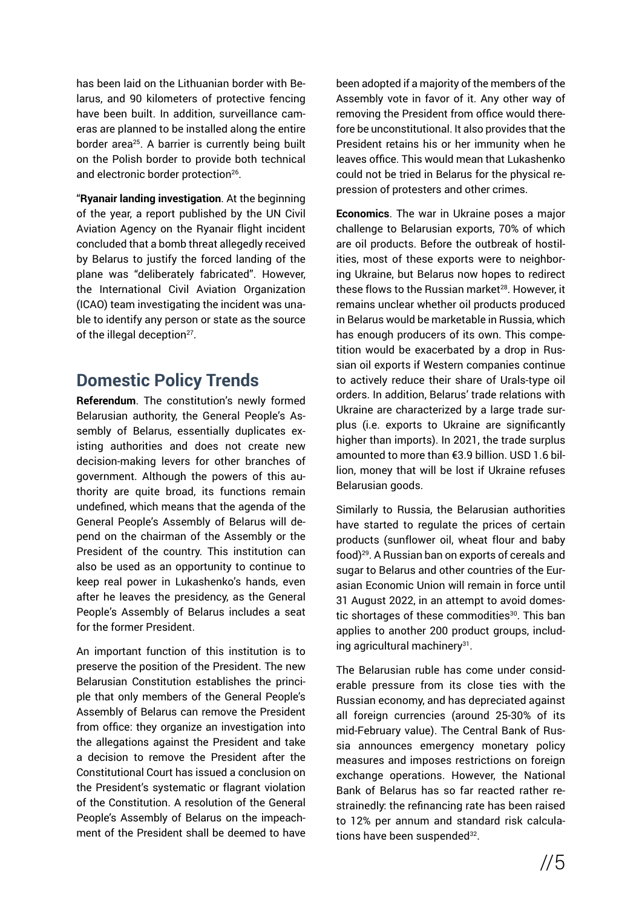has been laid on the Lithuanian border with Belarus, and 90 kilometers of protective fencing have been built. In addition, surveillance cameras are planned to be installed along the entire border area[25]. A barrier is currently being built on the Polish border to provide both technical and electronic border protection[26].

“**Ryanair landing investigation**. At the beginning of the year, a report published by the UN Civil Aviation Agency on the Ryanair flight incident concluded that a bomb threat allegedly received by Belarus to justify the forced landing of the plane was “deliberately fabricated”. However, the International Civil Aviation Organization (ICAO) team investigating the incident was unable to identify any person or state as the source of the illegal deception[27].

## Domestic Policy Trends

**Referendum**. The constitution's newly formed Belarusian authority, the General People's Assembly of Belarus, essentially duplicates existing authorities and does not create new decision-making levers for other branches of government. Although the powers of this authority are quite broad, its functions remain undefined, which means that the agenda of the General People's Assembly of Belarus will depend on the chairman of the Assembly or the President of the country. This institution can also be used as an opportunity to continue to keep real power in Lukashenko's hands, even after he leaves the presidency, as the General People's Assembly of Belarus includes a seat for the former President.

An important function of this institution is to preserve the position of the President. The new Belarusian Constitution establishes the principle that only members of the General People's Assembly of Belarus can remove the President from office: they organize an investigation into the allegations against the President and take a decision to remove the President after the Constitutional Court has issued a conclusion on the President's systematic or flagrant violation of the Constitution. A resolution of the General People's Assembly of Belarus on the impeachment of the President shall be deemed to have been adopted if a majority of the members of the Assembly vote in favor of it. Any other way of removing the President from office would therefore be unconstitutional. It also provides that the President retains his or her immunity when he leaves office. This would mean that Lukashenko could not be tried in Belarus for the physical repression of protesters and other crimes.

**Economics**. The war in Ukraine poses a major challenge to Belarusian exports, 70% of which are oil products. Before the outbreak of hostilities, most of these exports were to neighboring Ukraine, but Belarus now hopes to redirect these flows to the Russian market[28]. However, it remains unclear whether oil products produced in Belarus would be marketable in Russia, which has enough producers of its own. This competition would be exacerbated by a drop in Russian oil exports if Western companies continue to actively reduce their share of Urals-type oil orders. In addition, Belarus' trade relations with Ukraine are characterized by a large trade surplus (i.e. exports to Ukraine are significantly higher than imports). In 2021, the trade surplus amounted to more than €3.9 billion. USD 1.6 billion, money that will be lost if Ukraine refuses Belarusian goods.

Similarly to Russia, the Belarusian authorities have started to regulate the prices of certain products (sunflower oil, wheat flour and baby food)[29]. A Russian ban on exports of cereals and sugar to Belarus and other countries of the Eurasian Economic Union will remain in force until 31 August 2022, in an attempt to avoid domestic shortages of these commodities[30]. This ban applies to another 200 product groups, including agricultural machinery[31].

The Belarusian ruble has come under considerable pressure from its close ties with the Russian economy, and has depreciated against all foreign currencies (around 25-30% of its mid-February value). The Central Bank of Russia announces emergency monetary policy measures and imposes restrictions on foreign exchange operations. However, the National Bank of Belarus has so far reacted rather restrainedly: the refinancing rate has been raised to 12% per annum and standard risk calculations have been suspended[32].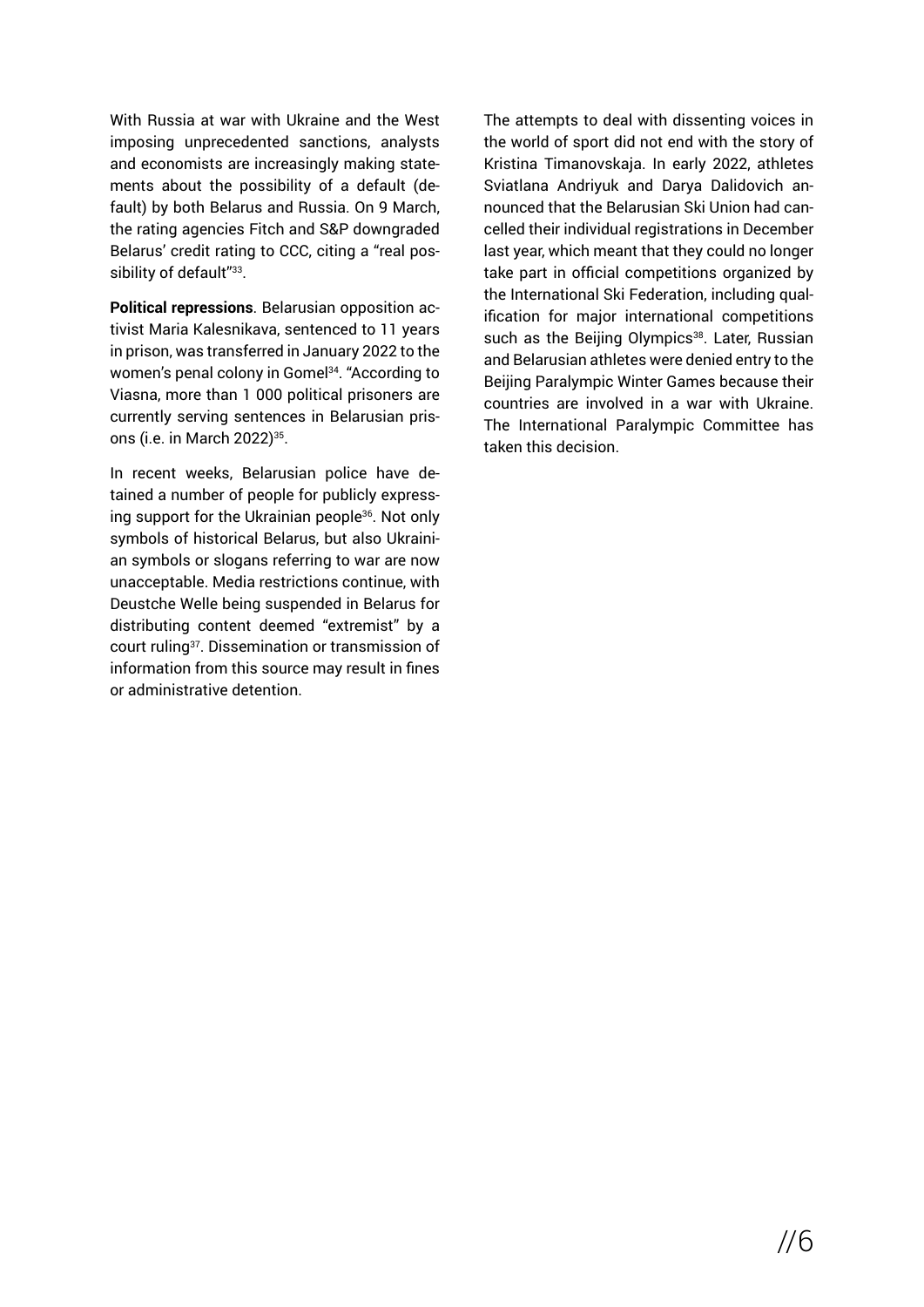With Russia at war with Ukraine and the West imposing unprecedented sanctions, analysts and economists are increasingly making statements about the possibility of a default (default) by both Belarus and Russia. On 9 March, the rating agencies Fitch and S&P downgraded Belarus' credit rating to CCC, citing a "real possibility of default"[33].

**Political repressions**. Belarusian opposition activist Maria Kalesnikava, sentenced to 11 years in prison, was transferred in January 2022 to the women's penal colony in Gomel[34]. "According to Viasna, more than 1 000 political prisoners are currently serving sentences in Belarusian prisons (i.e. in March 2022)[35].

In recent weeks, Belarusian police have detained a number of people for publicly expressing support for the Ukrainian people[36]. Not only symbols of historical Belarus, but also Ukrainian symbols or slogans referring to war are now unacceptable. Media restrictions continue, with Deustche Welle being suspended in Belarus for distributing content deemed "extremist" by a court ruling[37]. Dissemination or transmission of information from this source may result in fines or administrative detention.

The attempts to deal with dissenting voices in the world of sport did not end with the story of Kristina Timanovskaja. In early 2022, athletes Sviatlana Andriyuk and Darya Dalidovich announced that the Belarusian Ski Union had cancelled their individual registrations in December last year, which meant that they could no longer take part in official competitions organized by the International Ski Federation, including qualification for major international competitions such as the Beijing Olympics[38]. Later, Russian and Belarusian athletes were denied entry to the Beijing Paralympic Winter Games because their countries are involved in a war with Ukraine. The International Paralympic Committee has taken this decision.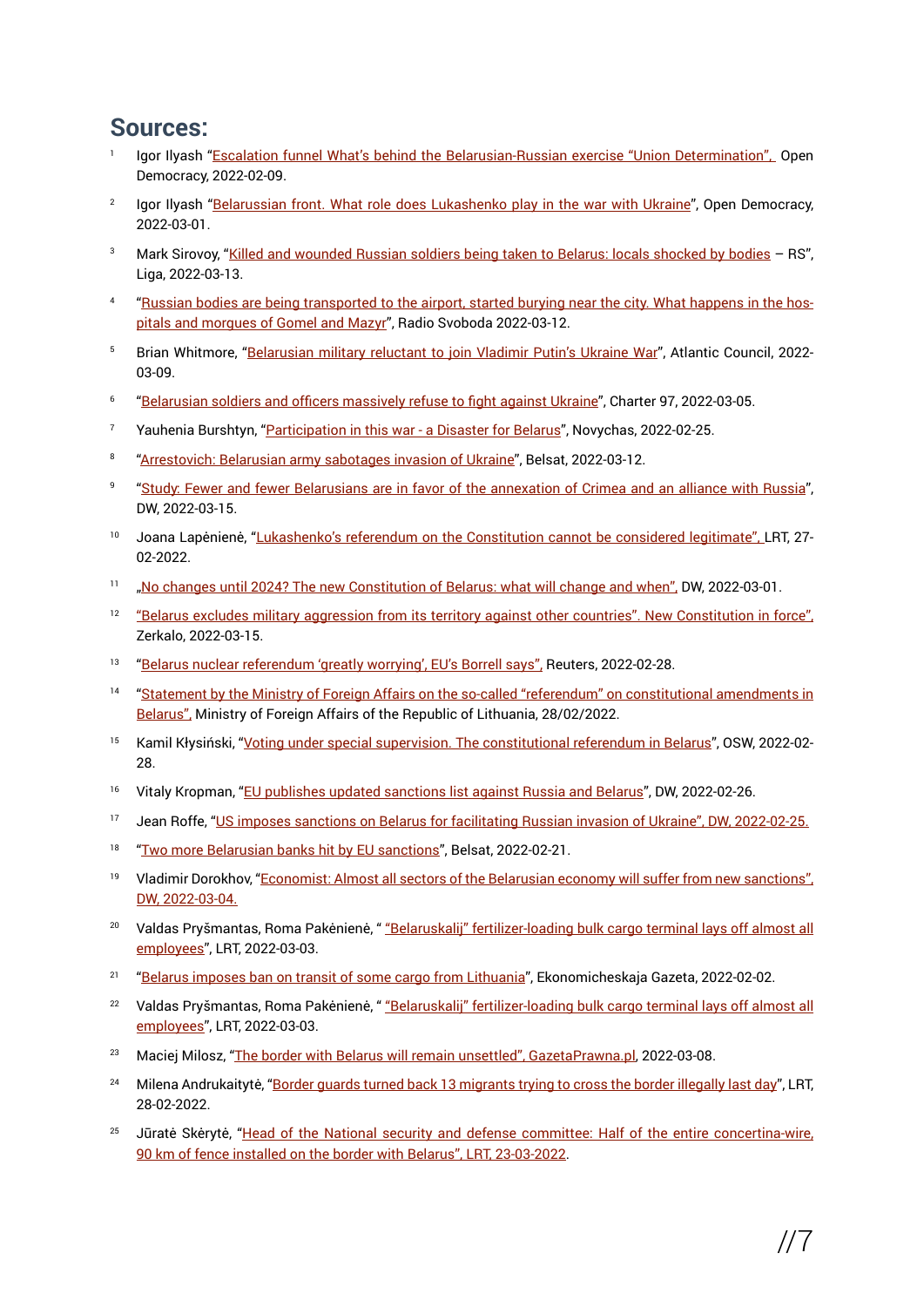## Sources:

1. Igor Ilyash "Escalation funnel What's behind the Belarusian-Russian exercise "Union Determination", Open Democracy, 2022-02-09.
2. Igor Ilyash "Belarussian front. What role does Lukashenko play in the war with Ukraine", Open Democracy, 2022-03-01.
3. Mark Sirovoy, "Killed and wounded Russian soldiers being taken to Belarus: locals shocked by bodies – RS", Liga, 2022-03-13.
4. "Russian bodies are being transported to the airport, started burying near the city. What happens in the hospitals and morgues of Gomel and Mazyr", Radio Svoboda 2022-03-12.
5. Brian Whitmore, "Belarusian military reluctant to join Vladimir Putin's Ukraine War", Atlantic Council, 2022-03-09.
6. "Belarusian soldiers and officers massively refuse to fight against Ukraine", Charter 97, 2022-03-05.
7. Yauhenia Burshtyn, "Participation in this war - a Disaster for Belarus", Novychas, 2022-02-25.
8. "Arrestovich: Belarusian army sabotages invasion of Ukraine", Belsat, 2022-03-12.
9. "Study: Fewer and fewer Belarusians are in favor of the annexation of Crimea and an alliance with Russia", DW, 2022-03-15.
10. Joana Lapėnienė, "Lukashenko's referendum on the Constitution cannot be considered legitimate", LRT, 27-02-2022.
11. „No changes until 2024? The new Constitution of Belarus: what will change and when", DW, 2022-03-01.
12. "Belarus excludes military aggression from its territory against other countries". New Constitution in force", Zerkalo, 2022-03-15.
13. "Belarus nuclear referendum 'greatly worrying', EU's Borrell says", Reuters, 2022-02-28.
14. "Statement by the Ministry of Foreign Affairs on the so-called "referendum" on constitutional amendments in Belarus", Ministry of Foreign Affairs of the Republic of Lithuania, 28/02/2022.
15. Kamil Kłysiński, "Voting under special supervision. The constitutional referendum in Belarus", OSW, 2022-02-28.
16. Vitaly Kropman, "EU publishes updated sanctions list against Russia and Belarus", DW, 2022-02-26.
17. Jean Roffe, "US imposes sanctions on Belarus for facilitating Russian invasion of Ukraine", DW, 2022-02-25.
18. "Two more Belarusian banks hit by EU sanctions", Belsat, 2022-02-21.
19. Vladimir Dorokhov, "Economist: Almost all sectors of the Belarusian economy will suffer from new sanctions", DW, 2022-03-04.
20. Valdas Pryšmantas, Roma Pakėnienė, " "Belaruskalij" fertilizer-loading bulk cargo terminal lays off almost all employees", LRT, 2022-03-03.
21. "Belarus imposes ban on transit of some cargo from Lithuania", Ekonomicheskaja Gazeta, 2022-02-02.
22. Valdas Pryšmantas, Roma Pakėnienė, " "Belaruskalij" fertilizer-loading bulk cargo terminal lays off almost all employees", LRT, 2022-03-03.
23. Maciej Milosz, "The border with Belarus will remain unsettled", GazetaPrawna.pl, 2022-03-08.
24. Milena Andrukaitytė, "Border guards turned back 13 migrants trying to cross the border illegally last day", LRT, 28-02-2022.
25. Jūratė Skėrytė, "Head of the National security and defense committee: Half of the entire concertina-wire, 90 km of fence installed on the border with Belarus", LRT, 23-03-2022.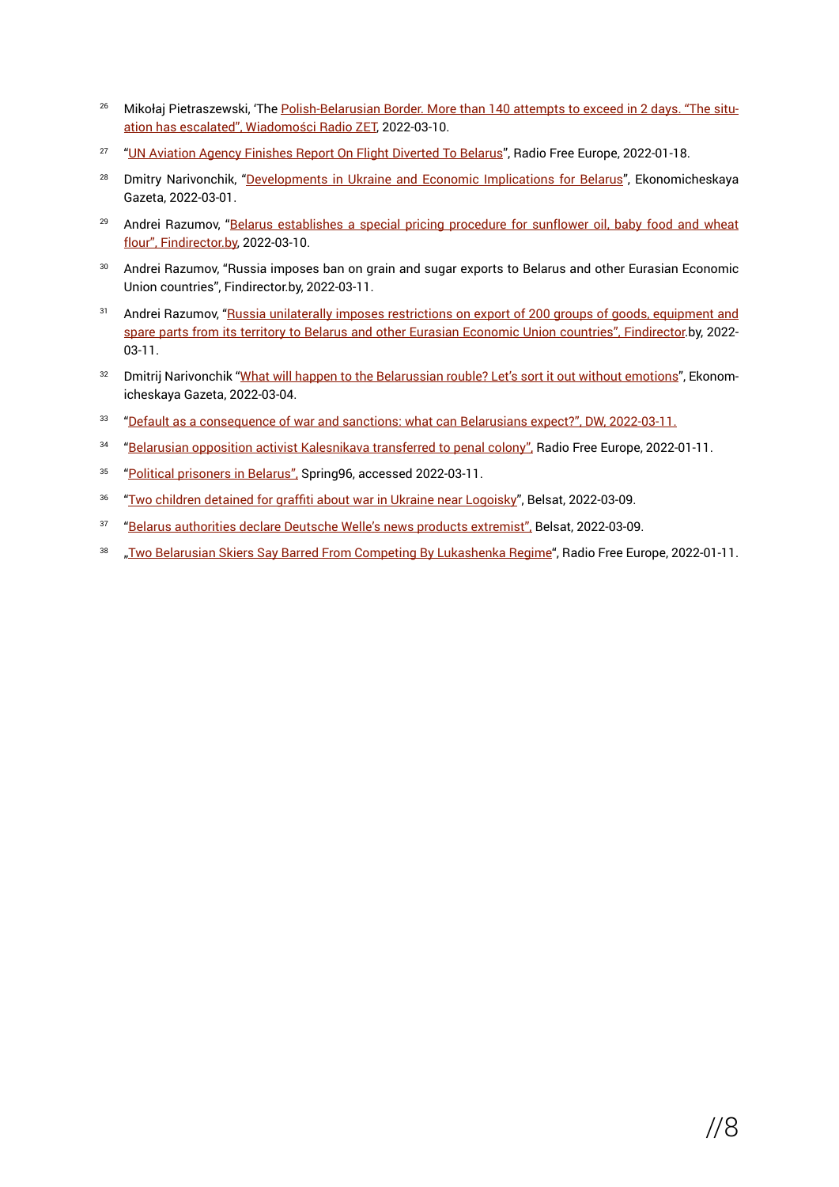[26] Mikołaj Pietraszewski, 'The Polish-Belarusian Border. More than 140 attempts to exceed in 2 days. "The situation has escalated", Wiadomości Radio ZET, 2022-03-10.

[27] "UN Aviation Agency Finishes Report On Flight Diverted To Belarus", Radio Free Europe, 2022-01-18.

[28] Dmitry Narivonchik, "Developments in Ukraine and Economic Implications for Belarus", Ekonomicheskaya Gazeta, 2022-03-01.

[29] Andrei Razumov, "Belarus establishes a special pricing procedure for sunflower oil, baby food and wheat flour", Findirector.by, 2022-03-10.

[30] Andrei Razumov, "Russia imposes ban on grain and sugar exports to Belarus and other Eurasian Economic Union countries", Findirector.by, 2022-03-11.

[31] Andrei Razumov, "Russia unilaterally imposes restrictions on export of 200 groups of goods, equipment and spare parts from its territory to Belarus and other Eurasian Economic Union countries", Findirector.by, 2022-03-11.

[32] Dmitrij Narivonchik "What will happen to the Belarussian rouble? Let's sort it out without emotions", Ekonomicheskaya Gazeta, 2022-03-04.

[33] "Default as a consequence of war and sanctions: what can Belarusians expect?", DW, 2022-03-11.

[34] "Belarusian opposition activist Kalesnikava transferred to penal colony", Radio Free Europe, 2022-01-11.

[35] "Political prisoners in Belarus", Spring96, accessed 2022-03-11.

[36] "Two children detained for graffiti about war in Ukraine near Logoisky", Belsat, 2022-03-09.

[37] "Belarus authorities declare Deutsche Welle's news products extremist", Belsat, 2022-03-09.

[38] „Two Belarusian Skiers Say Barred From Competing By Lukashenka Regime", Radio Free Europe, 2022-01-11.